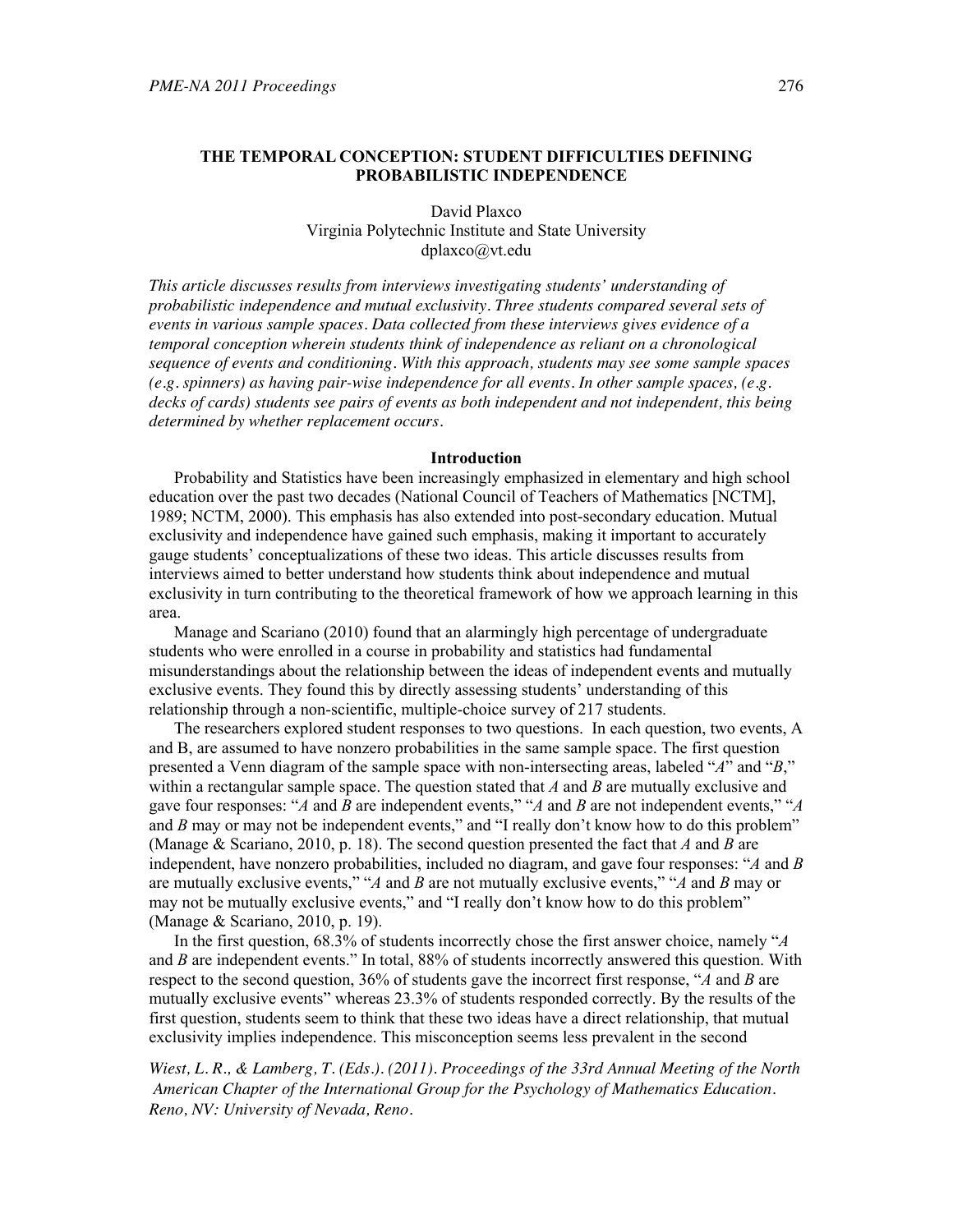# THE TEMPORAL CONCEPTION: STUDENT DIFFICULTIES DEFINING PROBABILISTIC INDEPENDENCE

David Plaxco
Virginia Polytechnic Institute and State University
dplaxco@vt.edu

*This article discusses results from interviews investigating students' understanding of probabilistic independence and mutual exclusivity. Three students compared several sets of events in various sample spaces. Data collected from these interviews gives evidence of a temporal conception wherein students think of independence as reliant on a chronological sequence of events and conditioning. With this approach, students may see some sample spaces (e.g. spinners) as having pair-wise independence for all events. In other sample spaces, (e.g. decks of cards) students see pairs of events as both independent and not independent, this being determined by whether replacement occurs.*

## Introduction

Probability and Statistics have been increasingly emphasized in elementary and high school education over the past two decades (National Council of Teachers of Mathematics [NCTM], 1989; NCTM, 2000). This emphasis has also extended into post-secondary education. Mutual exclusivity and independence have gained such emphasis, making it important to accurately gauge students' conceptualizations of these two ideas. This article discusses results from interviews aimed to better understand how students think about independence and mutual exclusivity in turn contributing to the theoretical framework of how we approach learning in this area.

Manage and Scariano (2010) found that an alarmingly high percentage of undergraduate students who were enrolled in a course in probability and statistics had fundamental misunderstandings about the relationship between the ideas of independent events and mutually exclusive events. They found this by directly assessing students' understanding of this relationship through a non-scientific, multiple-choice survey of 217 students.

The researchers explored student responses to two questions. In each question, two events, A and B, are assumed to have nonzero probabilities in the same sample space. The first question presented a Venn diagram of the sample space with non-intersecting areas, labeled "*A*" and "*B*," within a rectangular sample space. The question stated that *A* and *B* are mutually exclusive and gave four responses: "*A* and *B* are independent events," "*A* and *B* are not independent events," "*A* and *B* may or may not be independent events," and "I really don't know how to do this problem" (Manage & Scariano, 2010, p. 18). The second question presented the fact that *A* and *B* are independent, have nonzero probabilities, included no diagram, and gave four responses: "*A* and *B* are mutually exclusive events," "*A* and *B* are not mutually exclusive events," "*A* and *B* may or may not be mutually exclusive events," and "I really don't know how to do this problem" (Manage & Scariano, 2010, p. 19).

In the first question, 68.3% of students incorrectly chose the first answer choice, namely "*A* and *B* are independent events." In total, 88% of students incorrectly answered this question. With respect to the second question, 36% of students gave the incorrect first response, "*A* and *B* are mutually exclusive events" whereas 23.3% of students responded correctly. By the results of the first question, students seem to think that these two ideas have a direct relationship, that mutual exclusivity implies independence. This misconception seems less prevalent in the second

*Wiest, L. R., & Lamberg, T. (Eds.). (2011). Proceedings of the 33rd Annual Meeting of the North American Chapter of the International Group for the Psychology of Mathematics Education. Reno, NV: University of Nevada, Reno.*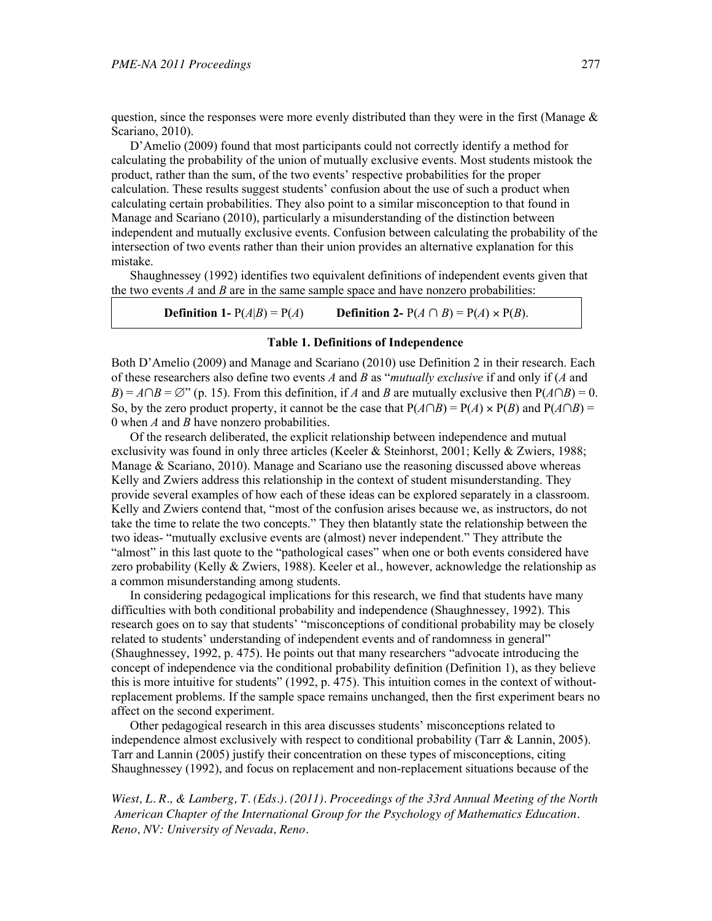question, since the responses were more evenly distributed than they were in the first (Manage & Scariano, 2010).

D'Amelio (2009) found that most participants could not correctly identify a method for calculating the probability of the union of mutually exclusive events. Most students mistook the product, rather than the sum, of the two events' respective probabilities for the proper calculation. These results suggest students' confusion about the use of such a product when calculating certain probabilities. They also point to a similar misconception to that found in Manage and Scariano (2010), particularly a misunderstanding of the distinction between independent and mutually exclusive events. Confusion between calculating the probability of the intersection of two events rather than their union provides an alternative explanation for this mistake.

Shaughnessey (1992) identifies two equivalent definitions of independent events given that the two events *A* and *B* are in the same sample space and have nonzero probabilities:

| **Definition 1-** $P(A|B) = P(A)$ | **Definition 2-** $P(A \cap B) = P(A) \times P(B)$. |
|---|---|

**Table 1. Definitions of Independence**

Both D'Amelio (2009) and Manage and Scariano (2010) use Definition 2 in their research. Each of these researchers also define two events *A* and *B* as "*mutually exclusive* if and only if ($A$ and $B$) = $A \cap B = \varnothing$" (p. 15). From this definition, if *A* and *B* are mutually exclusive then $P(A \cap B) = 0$. So, by the zero product property, it cannot be the case that $P(A \cap B) = P(A) \times P(B)$ and $P(A \cap B) = 0$ when *A* and *B* have nonzero probabilities.

Of the research deliberated, the explicit relationship between independence and mutual exclusivity was found in only three articles (Keeler & Steinhorst, 2001; Kelly & Zwiers, 1988; Manage & Scariano, 2010). Manage and Scariano use the reasoning discussed above whereas Kelly and Zwiers address this relationship in the context of student misunderstanding. They provide several examples of how each of these ideas can be explored separately in a classroom. Kelly and Zwiers contend that, "most of the confusion arises because we, as instructors, do not take the time to relate the two concepts." They then blatantly state the relationship between the two ideas- "mutually exclusive events are (almost) never independent." They attribute the "almost" in this last quote to the "pathological cases" when one or both events considered have zero probability (Kelly & Zwiers, 1988). Keeler et al., however, acknowledge the relationship as a common misunderstanding among students.

In considering pedagogical implications for this research, we find that students have many difficulties with both conditional probability and independence (Shaughnessey, 1992). This research goes on to say that students' "misconceptions of conditional probability may be closely related to students' understanding of independent events and of randomness in general" (Shaughnessey, 1992, p. 475). He points out that many researchers "advocate introducing the concept of independence via the conditional probability definition (Definition 1), as they believe this is more intuitive for students" (1992, p. 475). This intuition comes in the context of without-replacement problems. If the sample space remains unchanged, then the first experiment bears no affect on the second experiment.

Other pedagogical research in this area discusses students' misconceptions related to independence almost exclusively with respect to conditional probability (Tarr & Lannin, 2005). Tarr and Lannin (2005) justify their concentration on these types of misconceptions, citing Shaughnessey (1992), and focus on replacement and non-replacement situations because of the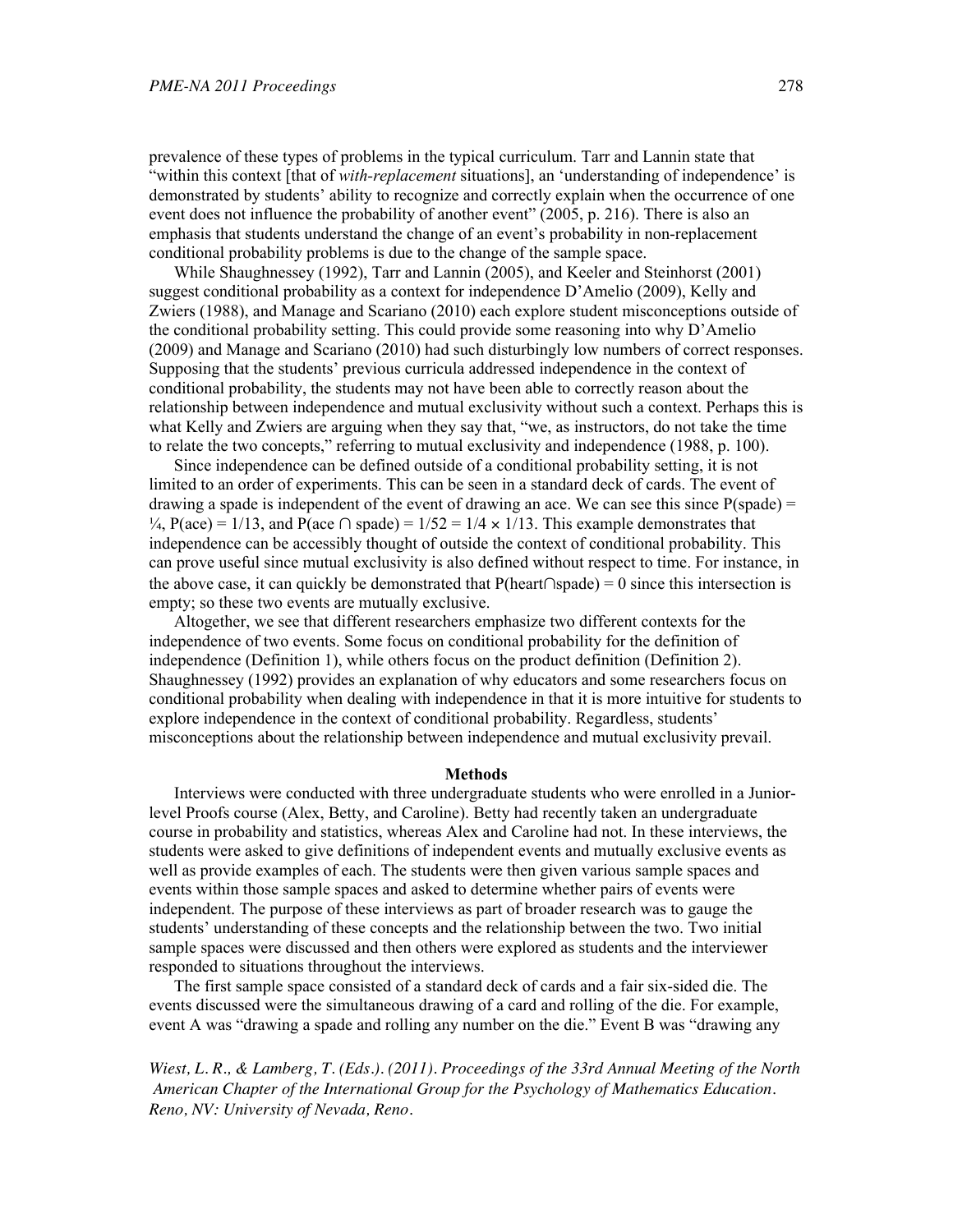prevalence of these types of problems in the typical curriculum. Tarr and Lannin state that "within this context [that of *with-replacement* situations], an 'understanding of independence' is demonstrated by students' ability to recognize and correctly explain when the occurrence of one event does not influence the probability of another event" (2005, p. 216). There is also an emphasis that students understand the change of an event's probability in non-replacement conditional probability problems is due to the change of the sample space.

While Shaughnessey (1992), Tarr and Lannin (2005), and Keeler and Steinhorst (2001) suggest conditional probability as a context for independence D'Amelio (2009), Kelly and Zwiers (1988), and Manage and Scariano (2010) each explore student misconceptions outside of the conditional probability setting. This could provide some reasoning into why D'Amelio (2009) and Manage and Scariano (2010) had such disturbingly low numbers of correct responses. Supposing that the students' previous curricula addressed independence in the context of conditional probability, the students may not have been able to correctly reason about the relationship between independence and mutual exclusivity without such a context. Perhaps this is what Kelly and Zwiers are arguing when they say that, "we, as instructors, do not take the time to relate the two concepts," referring to mutual exclusivity and independence (1988, p. 100).

Since independence can be defined outside of a conditional probability setting, it is not limited to an order of experiments. This can be seen in a standard deck of cards. The event of drawing a spade is independent of the event of drawing an ace. We can see this since $P(\text{spade}) = \frac{1}{4}$, $P(\text{ace}) = 1/13$, and $P(\text{ace} \cap \text{spade}) = 1/52 = 1/4 \times 1/13$. This example demonstrates that independence can be accessibly thought of outside the context of conditional probability. This can prove useful since mutual exclusivity is also defined without respect to time. For instance, in the above case, it can quickly be demonstrated that $P(\text{heart} \cap \text{spade}) = 0$ since this intersection is empty; so these two events are mutually exclusive.

Altogether, we see that different researchers emphasize two different contexts for the independence of two events. Some focus on conditional probability for the definition of independence (Definition 1), while others focus on the product definition (Definition 2). Shaughnessey (1992) provides an explanation of why educators and some researchers focus on conditional probability when dealing with independence in that it is more intuitive for students to explore independence in the context of conditional probability. Regardless, students' misconceptions about the relationship between independence and mutual exclusivity prevail.

## Methods

Interviews were conducted with three undergraduate students who were enrolled in a Junior-level Proofs course (Alex, Betty, and Caroline). Betty had recently taken an undergraduate course in probability and statistics, whereas Alex and Caroline had not. In these interviews, the students were asked to give definitions of independent events and mutually exclusive events as well as provide examples of each. The students were then given various sample spaces and events within those sample spaces and asked to determine whether pairs of events were independent. The purpose of these interviews as part of broader research was to gauge the students' understanding of these concepts and the relationship between the two. Two initial sample spaces were discussed and then others were explored as students and the interviewer responded to situations throughout the interviews.

The first sample space consisted of a standard deck of cards and a fair six-sided die. The events discussed were the simultaneous drawing of a card and rolling of the die. For example, event A was "drawing a spade and rolling any number on the die." Event B was "drawing any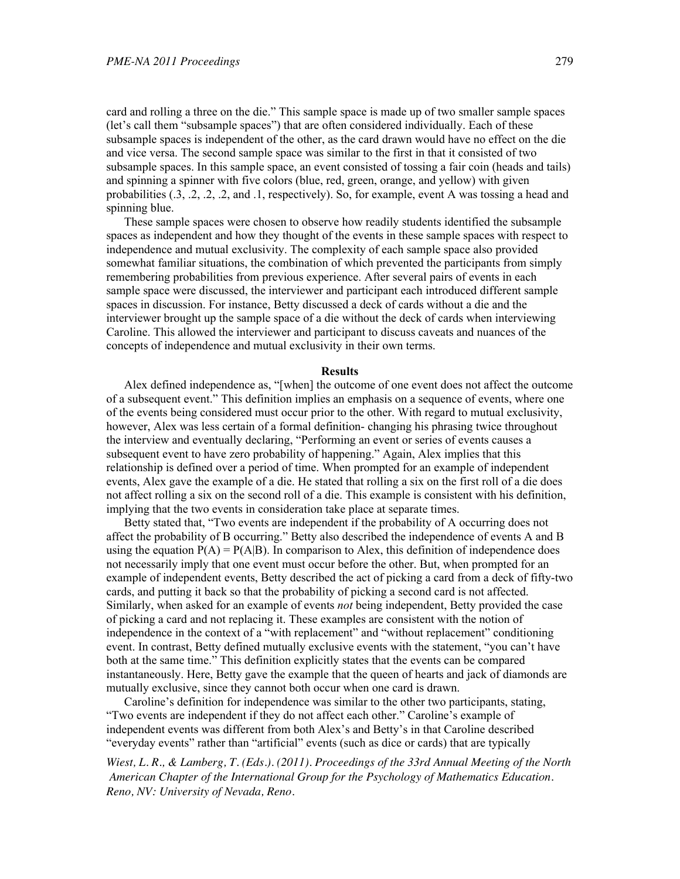card and rolling a three on the die." This sample space is made up of two smaller sample spaces (let's call them "subsample spaces") that are often considered individually. Each of these subsample spaces is independent of the other, as the card drawn would have no effect on the die and vice versa. The second sample space was similar to the first in that it consisted of two subsample spaces. In this sample space, an event consisted of tossing a fair coin (heads and tails) and spinning a spinner with five colors (blue, red, green, orange, and yellow) with given probabilities (.3, .2, .2, .2, and .1, respectively). So, for example, event A was tossing a head and spinning blue.

These sample spaces were chosen to observe how readily students identified the subsample spaces as independent and how they thought of the events in these sample spaces with respect to independence and mutual exclusivity. The complexity of each sample space also provided somewhat familiar situations, the combination of which prevented the participants from simply remembering probabilities from previous experience. After several pairs of events in each sample space were discussed, the interviewer and participant each introduced different sample spaces in discussion. For instance, Betty discussed a deck of cards without a die and the interviewer brought up the sample space of a die without the deck of cards when interviewing Caroline. This allowed the interviewer and participant to discuss caveats and nuances of the concepts of independence and mutual exclusivity in their own terms.

## Results

Alex defined independence as, "[when] the outcome of one event does not affect the outcome of a subsequent event." This definition implies an emphasis on a sequence of events, where one of the events being considered must occur prior to the other. With regard to mutual exclusivity, however, Alex was less certain of a formal definition- changing his phrasing twice throughout the interview and eventually declaring, "Performing an event or series of events causes a subsequent event to have zero probability of happening." Again, Alex implies that this relationship is defined over a period of time. When prompted for an example of independent events, Alex gave the example of a die. He stated that rolling a six on the first roll of a die does not affect rolling a six on the second roll of a die. This example is consistent with his definition, implying that the two events in consideration take place at separate times.

Betty stated that, "Two events are independent if the probability of A occurring does not affect the probability of B occurring." Betty also described the independence of events A and B using the equation $P(A) = P(A|B)$. In comparison to Alex, this definition of independence does not necessarily imply that one event must occur before the other. But, when prompted for an example of independent events, Betty described the act of picking a card from a deck of fifty-two cards, and putting it back so that the probability of picking a second card is not affected. Similarly, when asked for an example of events *not* being independent, Betty provided the case of picking a card and not replacing it. These examples are consistent with the notion of independence in the context of a "with replacement" and "without replacement" conditioning event. In contrast, Betty defined mutually exclusive events with the statement, "you can't have both at the same time." This definition explicitly states that the events can be compared instantaneously. Here, Betty gave the example that the queen of hearts and jack of diamonds are mutually exclusive, since they cannot both occur when one card is drawn.

Caroline's definition for independence was similar to the other two participants, stating, "Two events are independent if they do not affect each other." Caroline's example of independent events was different from both Alex's and Betty's in that Caroline described "everyday events" rather than "artificial" events (such as dice or cards) that are typically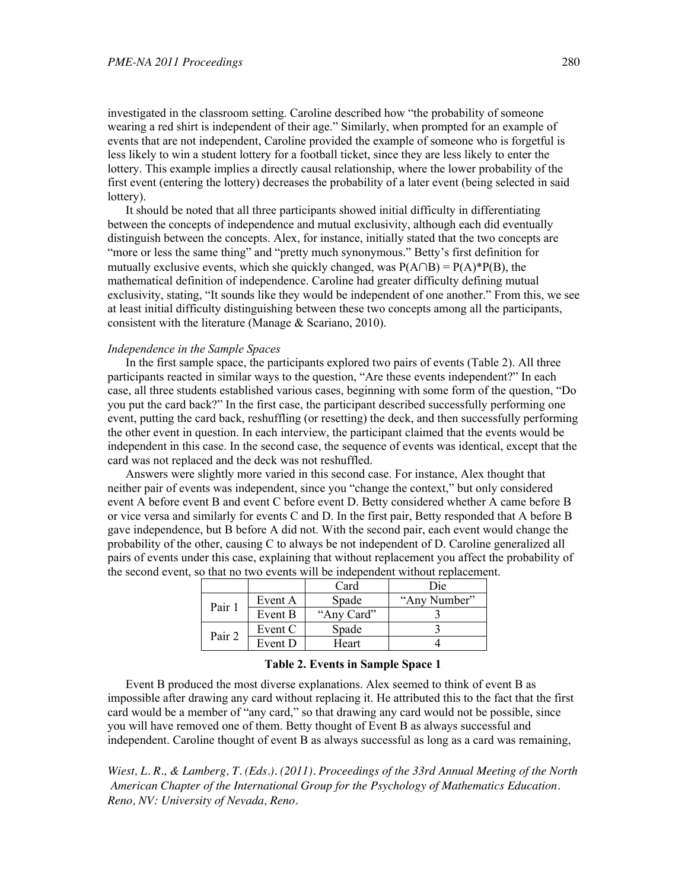investigated in the classroom setting. Caroline described how "the probability of someone wearing a red shirt is independent of their age." Similarly, when prompted for an example of events that are not independent, Caroline provided the example of someone who is forgetful is less likely to win a student lottery for a football ticket, since they are less likely to enter the lottery. This example implies a directly causal relationship, where the lower probability of the first event (entering the lottery) decreases the probability of a later event (being selected in said lottery).

It should be noted that all three participants showed initial difficulty in differentiating between the concepts of independence and mutual exclusivity, although each did eventually distinguish between the concepts. Alex, for instance, initially stated that the two concepts are "more or less the same thing" and "pretty much synonymous." Betty's first definition for mutually exclusive events, which she quickly changed, was $P(A \cap B) = P(A)*P(B)$, the mathematical definition of independence. Caroline had greater difficulty defining mutual exclusivity, stating, "It sounds like they would be independent of one another." From this, we see at least initial difficulty distinguishing between these two concepts among all the participants, consistent with the literature (Manage & Scariano, 2010).

*Independence in the Sample Spaces*

In the first sample space, the participants explored two pairs of events (Table 2). All three participants reacted in similar ways to the question, "Are these events independent?" In each case, all three students established various cases, beginning with some form of the question, "Do you put the card back?" In the first case, the participant described successfully performing one event, putting the card back, reshuffling (or resetting) the deck, and then successfully performing the other event in question. In each interview, the participant claimed that the events would be independent in this case. In the second case, the sequence of events was identical, except that the card was not replaced and the deck was not reshuffled.

Answers were slightly more varied in this second case. For instance, Alex thought that neither pair of events was independent, since you "change the context," but only considered event A before event B and event C before event D. Betty considered whether A came before B or vice versa and similarly for events C and D. In the first pair, Betty responded that A before B gave independence, but B before A did not. With the second pair, each event would change the probability of the other, causing C to always be not independent of D. Caroline generalized all pairs of events under this case, explaining that without replacement you affect the probability of the second event, so that no two events will be independent without replacement.

| | | Card | Die |
|---|---|---|---|
| Pair 1 | Event A | Spade | "Any Number" |
| | Event B | "Any Card" | 3 |
| Pair 2 | Event C | Spade | 3 |
| | Event D | Heart | 4 |

**Table 2. Events in Sample Space 1**

Event B produced the most diverse explanations. Alex seemed to think of event B as impossible after drawing any card without replacing it. He attributed this to the fact that the first card would be a member of "any card," so that drawing any card would not be possible, since you will have removed one of them. Betty thought of Event B as always successful and independent. Caroline thought of event B as always successful as long as a card was remaining,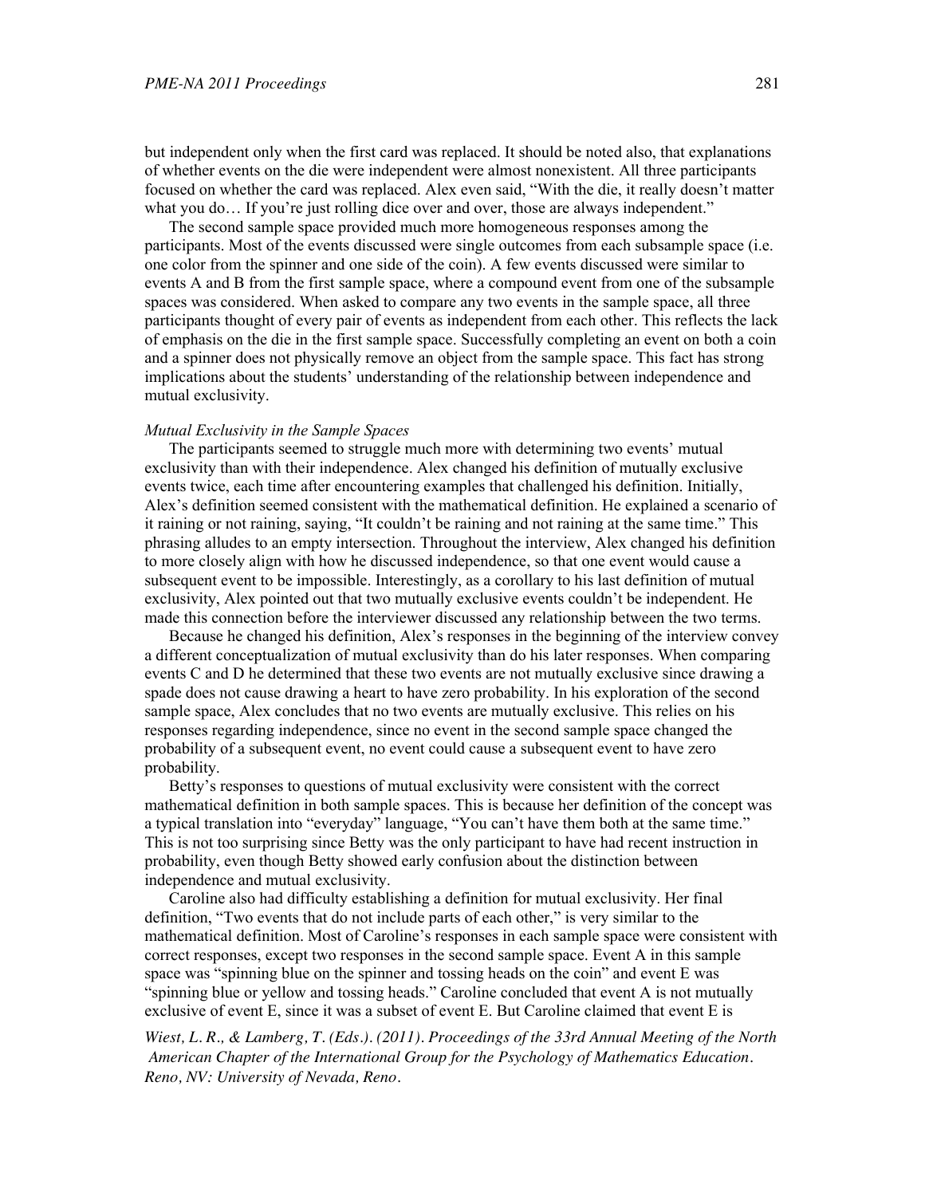but independent only when the first card was replaced. It should be noted also, that explanations of whether events on the die were independent were almost nonexistent. All three participants focused on whether the card was replaced. Alex even said, "With the die, it really doesn't matter what you do… If you're just rolling dice over and over, those are always independent."

The second sample space provided much more homogeneous responses among the participants. Most of the events discussed were single outcomes from each subsample space (i.e. one color from the spinner and one side of the coin). A few events discussed were similar to events A and B from the first sample space, where a compound event from one of the subsample spaces was considered. When asked to compare any two events in the sample space, all three participants thought of every pair of events as independent from each other. This reflects the lack of emphasis on the die in the first sample space. Successfully completing an event on both a coin and a spinner does not physically remove an object from the sample space. This fact has strong implications about the students' understanding of the relationship between independence and mutual exclusivity.

*Mutual Exclusivity in the Sample Spaces*

The participants seemed to struggle much more with determining two events' mutual exclusivity than with their independence. Alex changed his definition of mutually exclusive events twice, each time after encountering examples that challenged his definition. Initially, Alex's definition seemed consistent with the mathematical definition. He explained a scenario of it raining or not raining, saying, "It couldn't be raining and not raining at the same time." This phrasing alludes to an empty intersection. Throughout the interview, Alex changed his definition to more closely align with how he discussed independence, so that one event would cause a subsequent event to be impossible. Interestingly, as a corollary to his last definition of mutual exclusivity, Alex pointed out that two mutually exclusive events couldn't be independent. He made this connection before the interviewer discussed any relationship between the two terms.

Because he changed his definition, Alex's responses in the beginning of the interview convey a different conceptualization of mutual exclusivity than do his later responses. When comparing events C and D he determined that these two events are not mutually exclusive since drawing a spade does not cause drawing a heart to have zero probability. In his exploration of the second sample space, Alex concludes that no two events are mutually exclusive. This relies on his responses regarding independence, since no event in the second sample space changed the probability of a subsequent event, no event could cause a subsequent event to have zero probability.

Betty's responses to questions of mutual exclusivity were consistent with the correct mathematical definition in both sample spaces. This is because her definition of the concept was a typical translation into "everyday" language, "You can't have them both at the same time." This is not too surprising since Betty was the only participant to have had recent instruction in probability, even though Betty showed early confusion about the distinction between independence and mutual exclusivity.

Caroline also had difficulty establishing a definition for mutual exclusivity. Her final definition, "Two events that do not include parts of each other," is very similar to the mathematical definition. Most of Caroline's responses in each sample space were consistent with correct responses, except two responses in the second sample space. Event A in this sample space was "spinning blue on the spinner and tossing heads on the coin" and event E was "spinning blue or yellow and tossing heads." Caroline concluded that event A is not mutually exclusive of event E, since it was a subset of event E. But Caroline claimed that event E is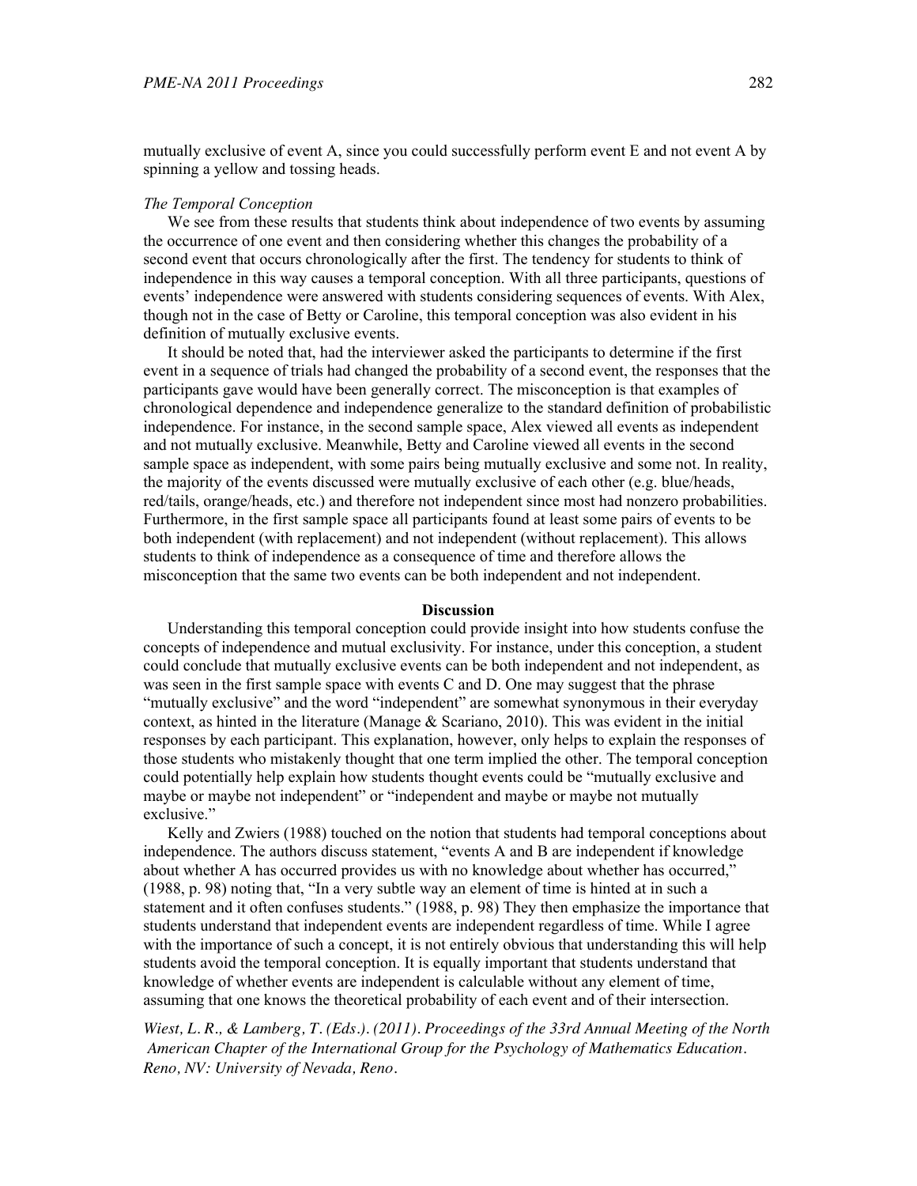mutually exclusive of event A, since you could successfully perform event E and not event A by spinning a yellow and tossing heads.

*The Temporal Conception*

We see from these results that students think about independence of two events by assuming the occurrence of one event and then considering whether this changes the probability of a second event that occurs chronologically after the first. The tendency for students to think of independence in this way causes a temporal conception. With all three participants, questions of events' independence were answered with students considering sequences of events. With Alex, though not in the case of Betty or Caroline, this temporal conception was also evident in his definition of mutually exclusive events.

It should be noted that, had the interviewer asked the participants to determine if the first event in a sequence of trials had changed the probability of a second event, the responses that the participants gave would have been generally correct. The misconception is that examples of chronological dependence and independence generalize to the standard definition of probabilistic independence. For instance, in the second sample space, Alex viewed all events as independent and not mutually exclusive. Meanwhile, Betty and Caroline viewed all events in the second sample space as independent, with some pairs being mutually exclusive and some not. In reality, the majority of the events discussed were mutually exclusive of each other (e.g. blue/heads, red/tails, orange/heads, etc.) and therefore not independent since most had nonzero probabilities. Furthermore, in the first sample space all participants found at least some pairs of events to be both independent (with replacement) and not independent (without replacement). This allows students to think of independence as a consequence of time and therefore allows the misconception that the same two events can be both independent and not independent.

## Discussion

Understanding this temporal conception could provide insight into how students confuse the concepts of independence and mutual exclusivity. For instance, under this conception, a student could conclude that mutually exclusive events can be both independent and not independent, as was seen in the first sample space with events C and D. One may suggest that the phrase "mutually exclusive" and the word "independent" are somewhat synonymous in their everyday context, as hinted in the literature (Manage & Scariano, 2010). This was evident in the initial responses by each participant. This explanation, however, only helps to explain the responses of those students who mistakenly thought that one term implied the other. The temporal conception could potentially help explain how students thought events could be "mutually exclusive and maybe or maybe not independent" or "independent and maybe or maybe not mutually exclusive."

Kelly and Zwiers (1988) touched on the notion that students had temporal conceptions about independence. The authors discuss statement, "events A and B are independent if knowledge about whether A has occurred provides us with no knowledge about whether has occurred," (1988, p. 98) noting that, "In a very subtle way an element of time is hinted at in such a statement and it often confuses students." (1988, p. 98) They then emphasize the importance that students understand that independent events are independent regardless of time. While I agree with the importance of such a concept, it is not entirely obvious that understanding this will help students avoid the temporal conception. It is equally important that students understand that knowledge of whether events are independent is calculable without any element of time, assuming that one knows the theoretical probability of each event and of their intersection.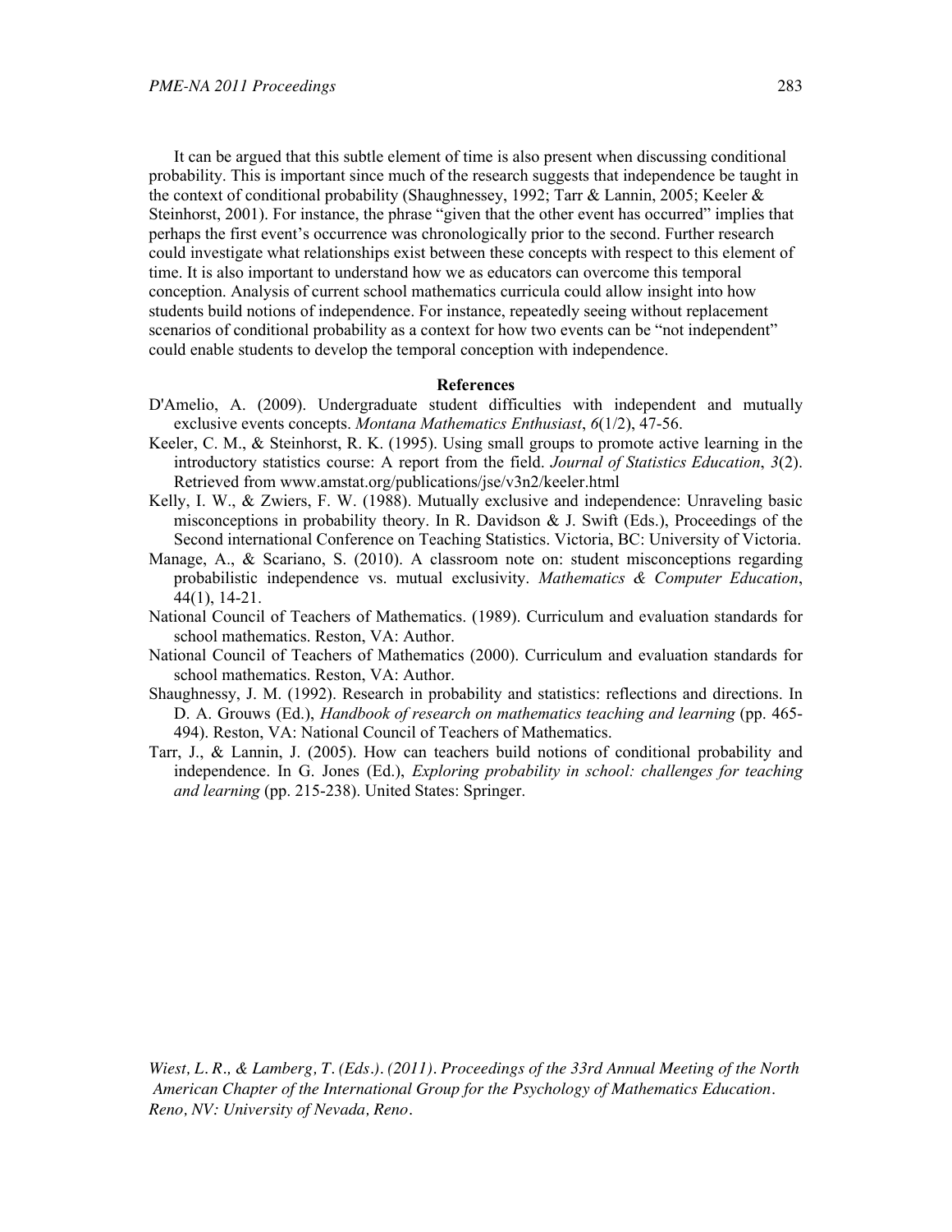It can be argued that this subtle element of time is also present when discussing conditional probability. This is important since much of the research suggests that independence be taught in the context of conditional probability (Shaughnessey, 1992; Tarr & Lannin, 2005; Keeler & Steinhorst, 2001). For instance, the phrase "given that the other event has occurred" implies that perhaps the first event's occurrence was chronologically prior to the second. Further research could investigate what relationships exist between these concepts with respect to this element of time. It is also important to understand how we as educators can overcome this temporal conception. Analysis of current school mathematics curricula could allow insight into how students build notions of independence. For instance, repeatedly seeing without replacement scenarios of conditional probability as a context for how two events can be "not independent" could enable students to develop the temporal conception with independence.

## References

D'Amelio, A. (2009). Undergraduate student difficulties with independent and mutually exclusive events concepts. *Montana Mathematics Enthusiast*, *6*(1/2), 47-56.

Keeler, C. M., & Steinhorst, R. K. (1995). Using small groups to promote active learning in the introductory statistics course: A report from the field. *Journal of Statistics Education*, *3*(2). Retrieved from www.amstat.org/publications/jse/v3n2/keeler.html

Kelly, I. W., & Zwiers, F. W. (1988). Mutually exclusive and independence: Unraveling basic misconceptions in probability theory. In R. Davidson & J. Swift (Eds.), Proceedings of the Second international Conference on Teaching Statistics. Victoria, BC: University of Victoria.

Manage, A., & Scariano, S. (2010). A classroom note on: student misconceptions regarding probabilistic independence vs. mutual exclusivity. *Mathematics & Computer Education*, 44(1), 14-21.

National Council of Teachers of Mathematics. (1989). Curriculum and evaluation standards for school mathematics. Reston, VA: Author.

National Council of Teachers of Mathematics (2000). Curriculum and evaluation standards for school mathematics. Reston, VA: Author.

Shaughnessy, J. M. (1992). Research in probability and statistics: reflections and directions. In D. A. Grouws (Ed.), *Handbook of research on mathematics teaching and learning* (pp. 465-494). Reston, VA: National Council of Teachers of Mathematics.

Tarr, J., & Lannin, J. (2005). How can teachers build notions of conditional probability and independence. In G. Jones (Ed.), *Exploring probability in school: challenges for teaching and learning* (pp. 215-238). United States: Springer.